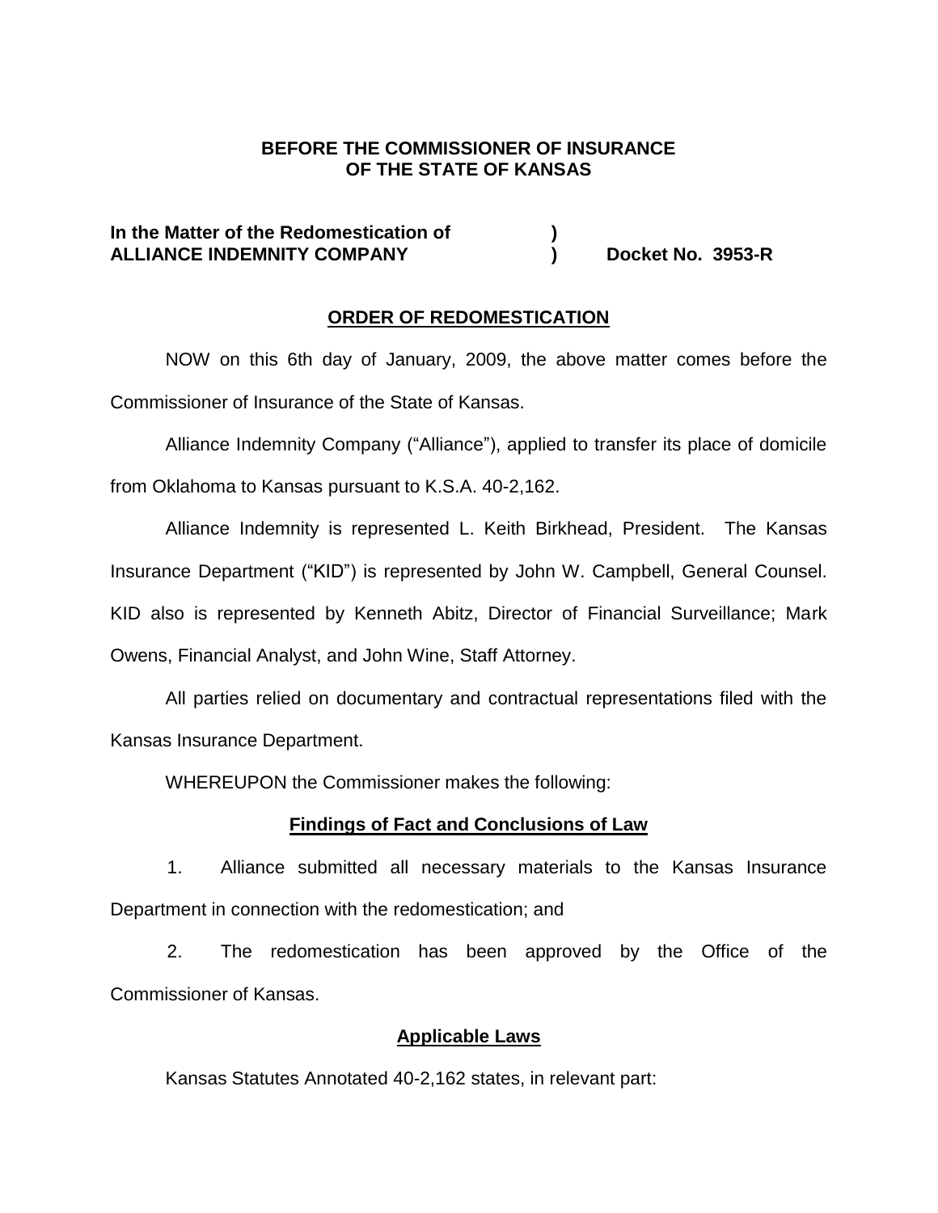**BEFORE THE COMMISSIONER OF INSURANCE**
**OF THE STATE OF KANSAS**

| | | |
|---|---|---|
| **In the Matter of the Redomestication of** | **)** | |
| **ALLIANCE INDEMNITY COMPANY** | **)** | **Docket No. 3953-R** |

**ORDER OF REDOMESTICATION**

NOW on this 6th day of January, 2009, the above matter comes before the Commissioner of Insurance of the State of Kansas.

Alliance Indemnity Company ("Alliance"), applied to transfer its place of domicile from Oklahoma to Kansas pursuant to K.S.A. 40-2,162.

Alliance Indemnity is represented L. Keith Birkhead, President. The Kansas Insurance Department ("KID") is represented by John W. Campbell, General Counsel. KID also is represented by Kenneth Abitz, Director of Financial Surveillance; Mark Owens, Financial Analyst, and John Wine, Staff Attorney.

All parties relied on documentary and contractual representations filed with the Kansas Insurance Department.

WHEREUPON the Commissioner makes the following:

**Findings of Fact and Conclusions of Law**

1. Alliance submitted all necessary materials to the Kansas Insurance Department in connection with the redomestication; and

2. The redomestication has been approved by the Office of the Commissioner of Kansas.

**Applicable Laws**

Kansas Statutes Annotated 40-2,162 states, in relevant part: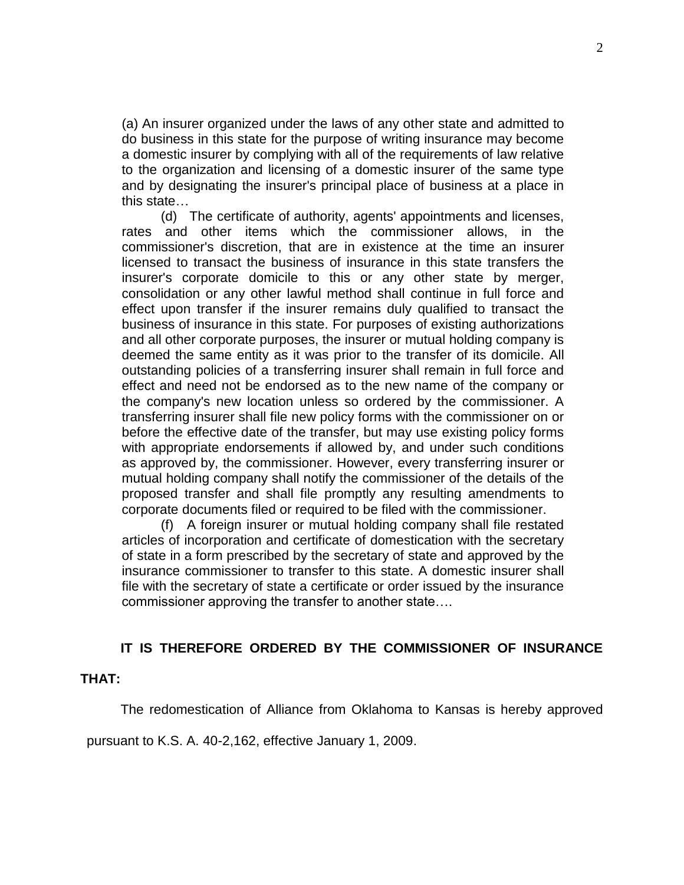(a) An insurer organized under the laws of any other state and admitted to do business in this state for the purpose of writing insurance may become a domestic insurer by complying with all of the requirements of law relative to the organization and licensing of a domestic insurer of the same type and by designating the insurer's principal place of business at a place in this state…

(d) The certificate of authority, agents' appointments and licenses, rates and other items which the commissioner allows, in the commissioner's discretion, that are in existence at the time an insurer licensed to transact the business of insurance in this state transfers the insurer's corporate domicile to this or any other state by merger, consolidation or any other lawful method shall continue in full force and effect upon transfer if the insurer remains duly qualified to transact the business of insurance in this state. For purposes of existing authorizations and all other corporate purposes, the insurer or mutual holding company is deemed the same entity as it was prior to the transfer of its domicile. All outstanding policies of a transferring insurer shall remain in full force and effect and need not be endorsed as to the new name of the company or the company's new location unless so ordered by the commissioner. A transferring insurer shall file new policy forms with the commissioner on or before the effective date of the transfer, but may use existing policy forms with appropriate endorsements if allowed by, and under such conditions as approved by, the commissioner. However, every transferring insurer or mutual holding company shall notify the commissioner of the details of the proposed transfer and shall file promptly any resulting amendments to corporate documents filed or required to be filed with the commissioner.

(f) A foreign insurer or mutual holding company shall file restated articles of incorporation and certificate of domestication with the secretary of state in a form prescribed by the secretary of state and approved by the insurance commissioner to transfer to this state. A domestic insurer shall file with the secretary of state a certificate or order issued by the insurance commissioner approving the transfer to another state….

**IT IS THEREFORE ORDERED BY THE COMMISSIONER OF INSURANCE THAT:**

The redomestication of Alliance from Oklahoma to Kansas is hereby approved pursuant to K.S. A. 40-2,162, effective January 1, 2009.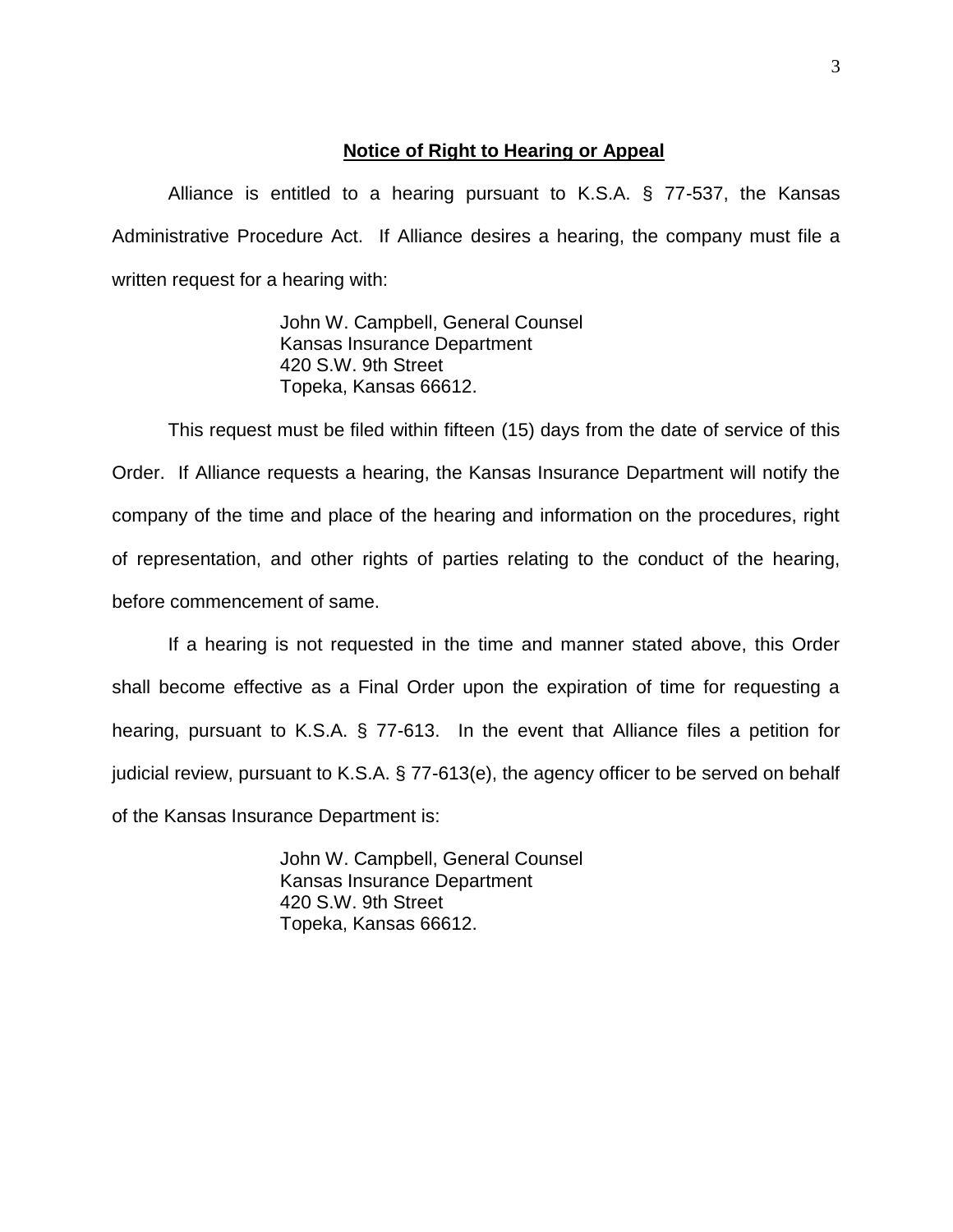## **Notice of Right to Hearing or Appeal**

Alliance is entitled to a hearing pursuant to K.S.A. § 77-537, the Kansas Administrative Procedure Act. If Alliance desires a hearing, the company must file a written request for a hearing with:

John W. Campbell, General Counsel
Kansas Insurance Department
420 S.W. 9th Street
Topeka, Kansas 66612.

This request must be filed within fifteen (15) days from the date of service of this Order. If Alliance requests a hearing, the Kansas Insurance Department will notify the company of the time and place of the hearing and information on the procedures, right of representation, and other rights of parties relating to the conduct of the hearing, before commencement of same.

If a hearing is not requested in the time and manner stated above, this Order shall become effective as a Final Order upon the expiration of time for requesting a hearing, pursuant to K.S.A. § 77-613. In the event that Alliance files a petition for judicial review, pursuant to K.S.A. § 77-613(e), the agency officer to be served on behalf of the Kansas Insurance Department is:

John W. Campbell, General Counsel
Kansas Insurance Department
420 S.W. 9th Street
Topeka, Kansas 66612.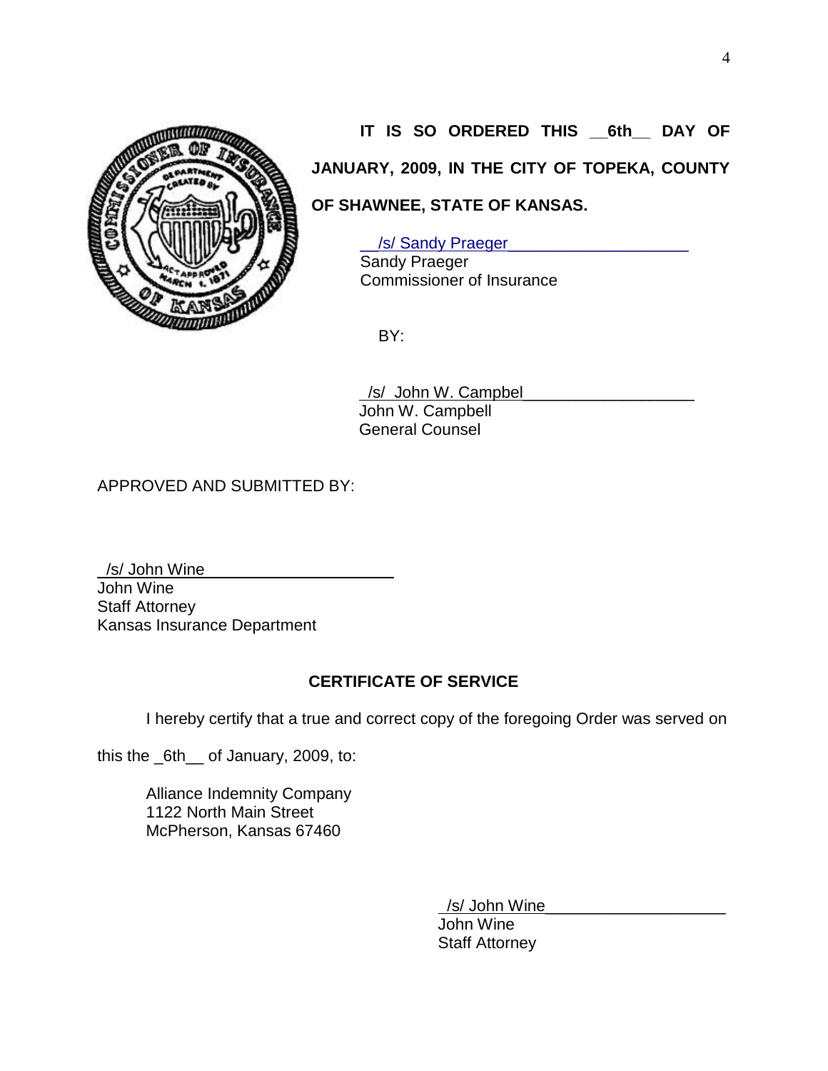**IT IS SO ORDERED THIS __6th__ DAY OF JANUARY, 2009, IN THE CITY OF TOPEKA, COUNTY OF SHAWNEE, STATE OF KANSAS.**

__/s/ Sandy Praeger___________________
Sandy Praeger
Commissioner of Insurance

BY:

_/s/ John W. Campbel___________________
John W. Campbell
General Counsel

APPROVED AND SUBMITTED BY:

_/s/ John Wine_____________________
John Wine
Staff Attorney
Kansas Insurance Department

**CERTIFICATE OF SERVICE**

I hereby certify that a true and correct copy of the foregoing Order was served on this the _6th__ of January, 2009, to:

Alliance Indemnity Company
1122 North Main Street
McPherson, Kansas 67460

_/s/ John Wine____________________
John Wine
Staff Attorney